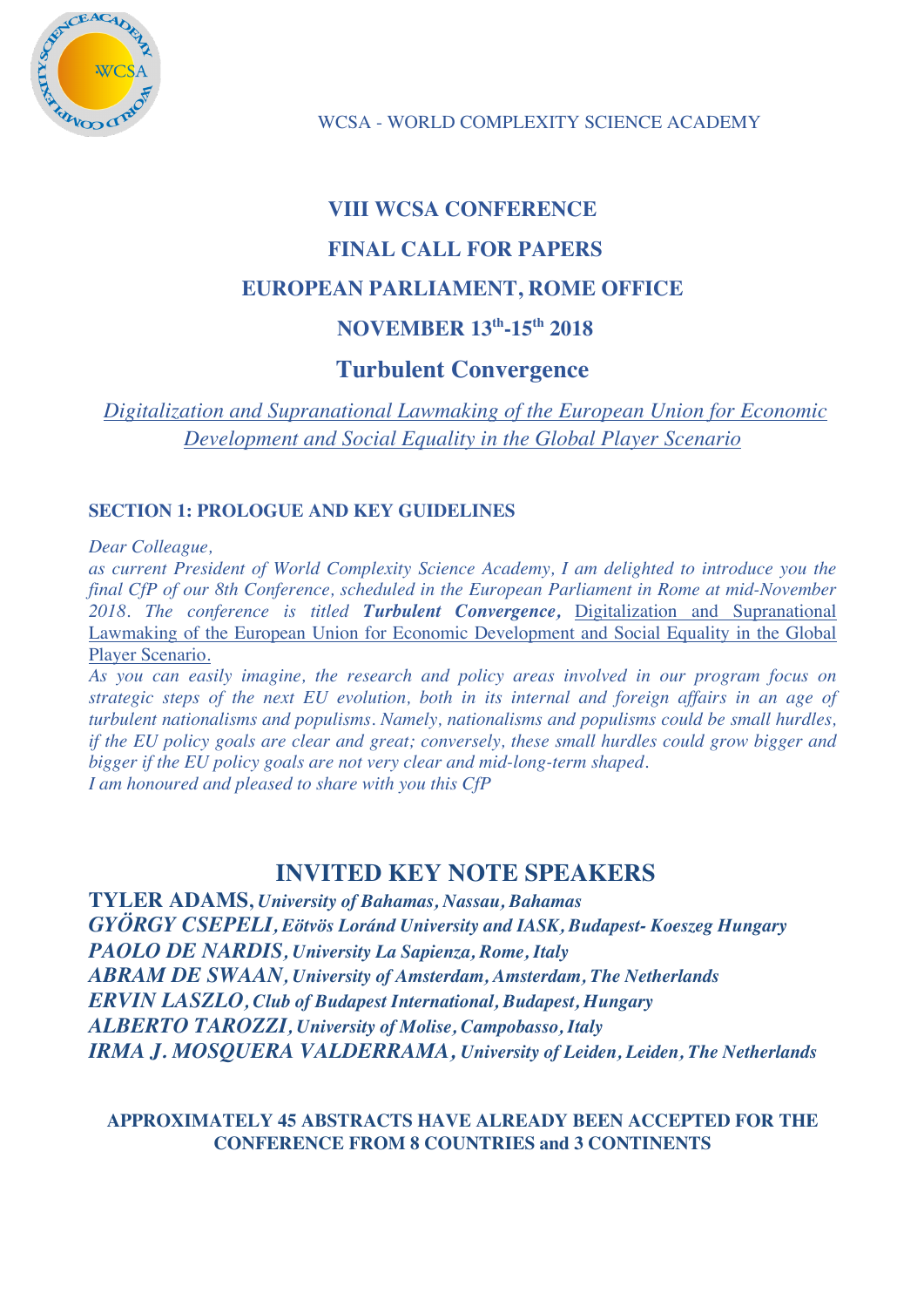WCSA - WORLD COMPLEXITY SCIENCE ACADEMY

# VIII WCSA CONFERENCE

# FINAL CALL FOR PAPERS

# EUROPEAN PARLIAMENT, ROME OFFICE

# NOVEMBER 13th-15th 2018

# Turbulent Convergence

*Digitalization and Supranational Lawmaking of the European Union for Economic Development and Social Equality in the Global Player Scenario*

## SECTION 1: PROLOGUE AND KEY GUIDELINES

*Dear Colleague,*

*as current President of World Complexity Science Academy, I am delighted to introduce you the final CfP of our 8th Conference, scheduled in the European Parliament in Rome at mid-November 2018. The conference is titled* ***Turbulent Convergence,*** Digitalization and Supranational Lawmaking of the European Union for Economic Development and Social Equality in the Global Player Scenario.

*As you can easily imagine, the research and policy areas involved in our program focus on strategic steps of the next EU evolution, both in its internal and foreign affairs in an age of turbulent nationalisms and populisms. Namely, nationalisms and populisms could be small hurdles, if the EU policy goals are clear and great; conversely, these small hurdles could grow bigger and bigger if the EU policy goals are not very clear and mid-long-term shaped.*

*I am honoured and pleased to share with you this CfP*

## INVITED KEY NOTE SPEAKERS

**TYLER ADAMS,** ***University of Bahamas, Nassau, Bahamas***
***GYÖRGY CSEPELI, Eötvös Loránd University and IASK, Budapest- Koeszeg Hungary***
***PAOLO DE NARDIS, University La Sapienza, Rome, Italy***
***ABRAM DE SWAAN, University of Amsterdam, Amsterdam, The Netherlands***
***ERVIN LASZLO, Club of Budapest International, Budapest, Hungary***
***ALBERTO TAROZZI, University of Molise, Campobasso, Italy***
***IRMA J. MOSQUERA VALDERRAMA, University of Leiden, Leiden, The Netherlands***

**APPROXIMATELY 45 ABSTRACTS HAVE ALREADY BEEN ACCEPTED FOR THE CONFERENCE FROM 8 COUNTRIES and 3 CONTINENTS**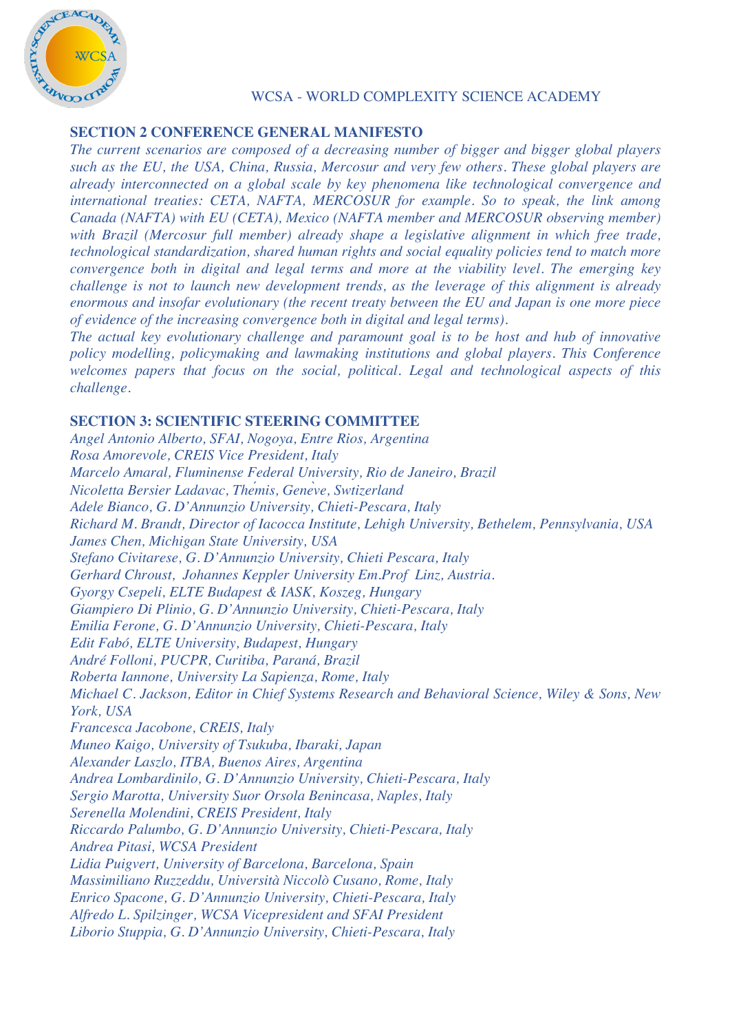## SECTION 2 CONFERENCE GENERAL MANIFESTO

*The current scenarios are composed of a decreasing number of bigger and bigger global players such as the EU, the USA, China, Russia, Mercosur and very few others. These global players are already interconnected on a global scale by key phenomena like technological convergence and international treaties: CETA, NAFTA, MERCOSUR for example. So to speak, the link among Canada (NAFTA) with EU (CETA), Mexico (NAFTA member and MERCOSUR observing member) with Brazil (Mercosur full member) already shape a legislative alignment in which free trade, technological standardization, shared human rights and social equality policies tend to match more convergence both in digital and legal terms and more at the viability level. The emerging key challenge is not to launch new development trends, as the leverage of this alignment is already enormous and insofar evolutionary (the recent treaty between the EU and Japan is one more piece of evidence of the increasing convergence both in digital and legal terms).*

*The actual key evolutionary challenge and paramount goal is to be host and hub of innovative policy modelling, policymaking and lawmaking institutions and global players. This Conference welcomes papers that focus on the social, political. Legal and technological aspects of this challenge.*

## SECTION 3: SCIENTIFIC STEERING COMMITTEE

*Angel Antonio Alberto, SFAI, Nogoya, Entre Rios, Argentina*
*Rosa Amorevole, CREIS Vice President, Italy*
*Marcelo Amaral, Fluminense Federal University, Rio de Janeiro, Brazil*
*Nicoletta Bersier Ladavac, Thémis, Genève, Swtizerland*
*Adele Bianco, G. D'Annunzio University, Chieti-Pescara, Italy*
*Richard M. Brandt, Director of Iacocca Institute, Lehigh University, Bethelem, Pennsylvania, USA*
*James Chen, Michigan State University, USA*
*Stefano Civitarese, G. D'Annunzio University, Chieti Pescara, Italy*
*Gerhard Chroust, Johannes Keppler University Em.Prof Linz, Austria.*
*Gyorgy Csepeli, ELTE Budapest & IASK, Koszeg, Hungary*
*Giampiero Di Plinio, G. D'Annunzio University, Chieti-Pescara, Italy*
*Emilia Ferone, G. D'Annunzio University, Chieti-Pescara, Italy*
*Edit Fabó, ELTE University, Budapest, Hungary*
*André Folloni, PUCPR, Curitiba, Paraná, Brazil*
*Roberta Iannone, University La Sapienza, Rome, Italy*
*Michael C. Jackson, Editor in Chief Systems Research and Behavioral Science, Wiley & Sons, New York, USA*
*Francesca Jacobone, CREIS, Italy*
*Muneo Kaigo, University of Tsukuba, Ibaraki, Japan*
*Alexander Laszlo, ITBA, Buenos Aires, Argentina*
*Andrea Lombardinilo, G. D'Annunzio University, Chieti-Pescara, Italy*
*Sergio Marotta, University Suor Orsola Benincasa, Naples, Italy*
*Serenella Molendini, CREIS President, Italy*
*Riccardo Palumbo, G. D'Annunzio University, Chieti-Pescara, Italy*
*Andrea Pitasi, WCSA President*
*Lidia Puigvert, University of Barcelona, Barcelona, Spain*
*Massimiliano Ruzzeddu, Università Niccolò Cusano, Rome, Italy*
*Enrico Spacone, G. D'Annunzio University, Chieti-Pescara, Italy*
*Alfredo L. Spilzinger, WCSA Vicepresident and SFAI President*
*Liborio Stuppia, G. D'Annunzio University, Chieti-Pescara, Italy*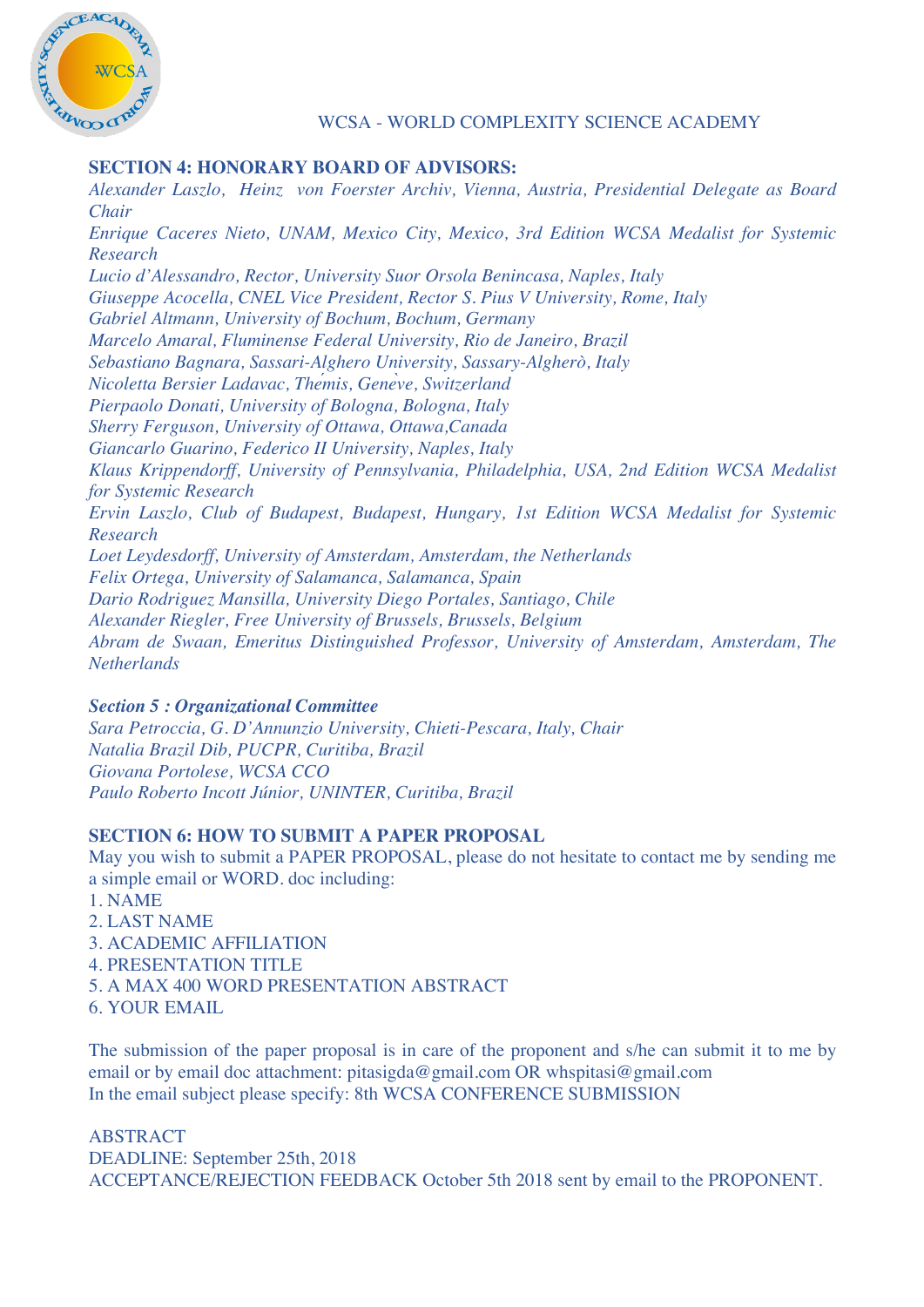## SECTION 4: HONORARY BOARD OF ADVISORS:

*Alexander Laszlo, Heinz von Foerster Archiv, Vienna, Austria, Presidential Delegate as Board Chair*
*Enrique Caceres Nieto, UNAM, Mexico City, Mexico, 3rd Edition WCSA Medalist for Systemic Research*
*Lucio d'Alessandro, Rector, University Suor Orsola Benincasa, Naples, Italy*
*Giuseppe Acocella, CNEL Vice President, Rector S. Pius V University, Rome, Italy*
*Gabriel Altmann, University of Bochum, Bochum, Germany*
*Marcelo Amaral, Fluminense Federal University, Rio de Janeiro, Brazil*
*Sebastiano Bagnara, Sassari-Alghero University, Sassary-Algherò, Italy*
*Nicoletta Bersier Ladavac, Themis, Genève, Switzerland*
*Pierpaolo Donati, University of Bologna, Bologna, Italy*
*Sherry Ferguson, University of Ottawa, Ottawa,Canada*
*Giancarlo Guarino, Federico II University, Naples, Italy*
*Klaus Krippendorff, University of Pennsylvania, Philadelphia, USA, 2nd Edition WCSA Medalist for Systemic Research*
*Ervin Laszlo, Club of Budapest, Budapest, Hungary, 1st Edition WCSA Medalist for Systemic Research*
*Loet Leydesdorff, University of Amsterdam, Amsterdam, the Netherlands*
*Felix Ortega, University of Salamanca, Salamanca, Spain*
*Dario Rodriguez Mansilla, University Diego Portales, Santiago, Chile*
*Alexander Riegler, Free University of Brussels, Brussels, Belgium*
*Abram de Swaan, Emeritus Distinguished Professor, University of Amsterdam, Amsterdam, The Netherlands*

## *Section 5 : Organizational Committee*

*Sara Petroccia, G. D'Annunzio University, Chieti-Pescara, Italy, Chair*
*Natalia Brazil Dib, PUCPR, Curitiba, Brazil*
*Giovana Portolese, WCSA CCO*
*Paulo Roberto Incott Júnior, UNINTER, Curitiba, Brazil*

## SECTION 6: HOW TO SUBMIT A PAPER PROPOSAL

May you wish to submit a PAPER PROPOSAL, please do not hesitate to contact me by sending me a simple email or WORD. doc including:

1. NAME
2. LAST NAME
3. ACADEMIC AFFILIATION
4. PRESENTATION TITLE
5. A MAX 400 WORD PRESENTATION ABSTRACT
6. YOUR EMAIL

The submission of the paper proposal is in care of the proponent and s/he can submit it to me by email or by email doc attachment: pitasigda@gmail.com OR whspitasi@gmail.com
In the email subject please specify: 8th WCSA CONFERENCE SUBMISSION

ABSTRACT
DEADLINE: September 25th, 2018
ACCEPTANCE/REJECTION FEEDBACK October 5th 2018 sent by email to the PROPONENT.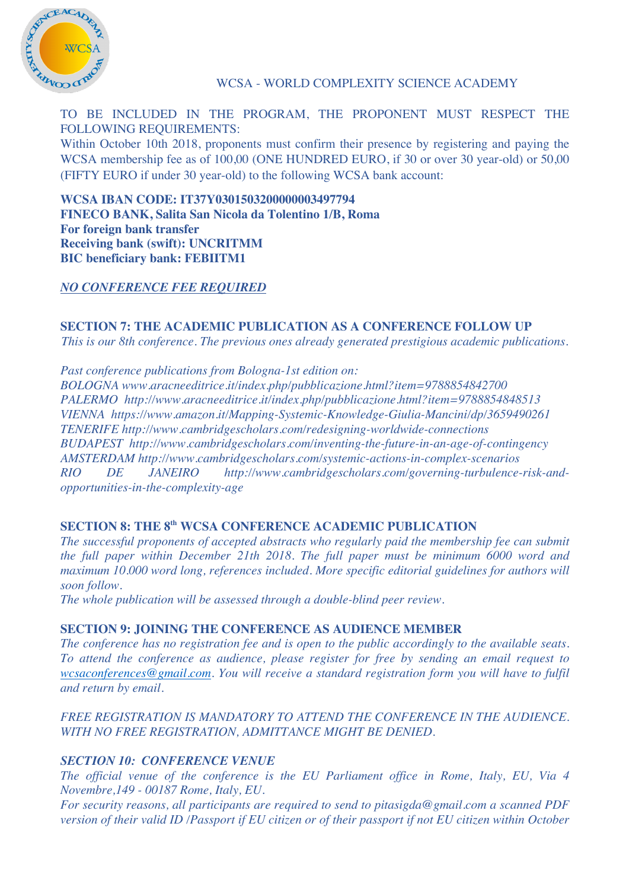WCSA - WORLD COMPLEXITY SCIENCE ACADEMY

TO BE INCLUDED IN THE PROGRAM, THE PROPONENT MUST RESPECT THE FOLLOWING REQUIREMENTS:

Within October 10th 2018, proponents must confirm their presence by registering and paying the WCSA membership fee as of 100,00 (ONE HUNDRED EURO, if 30 or over 30 year-old) or 50,00 (FIFTY EURO if under 30 year-old) to the following WCSA bank account:

**WCSA IBAN CODE: IT37Y0301503200000003497794**
**FINECO BANK, Salita San Nicola da Tolentino 1/B, Roma**
**For foreign bank transfer**
**Receiving bank (swift): UNCRITMM**
**BIC beneficiary bank: FEBIITM1**

***NO CONFERENCE FEE REQUIRED***

## SECTION 7: THE ACADEMIC PUBLICATION AS A CONFERENCE FOLLOW UP

*This is our 8th conference. The previous ones already generated prestigious academic publications.*

*Past conference publications from Bologna-1st edition on:*
*BOLOGNA www.aracneeditrice.it/index.php/pubblicazione.html?item=9788854842700*
*PALERMO http://www.aracneeditrice.it/index.php/pubblicazione.html?item=9788854848513*
*VIENNA https://www.amazon.it/Mapping-Systemic-Knowledge-Giulia-Mancini/dp/3659490261*
*TENERIFE http://www.cambridgescholars.com/redesigning-worldwide-connections*
*BUDAPEST http://www.cambridgescholars.com/inventing-the-future-in-an-age-of-contingency*
*AMSTERDAM http://www.cambridgescholars.com/systemic-actions-in-complex-scenarios*
*RIO DE JANEIRO http://www.cambridgescholars.com/governing-turbulence-risk-and-opportunities-in-the-complexity-age*

## SECTION 8: THE 8th WCSA CONFERENCE ACADEMIC PUBLICATION

*The successful proponents of accepted abstracts who regularly paid the membership fee can submit the full paper within December 21th 2018. The full paper must be minimum 6000 word and maximum 10.000 word long, references included. More specific editorial guidelines for authors will soon follow.*

*The whole publication will be assessed through a double-blind peer review.*

## SECTION 9: JOINING THE CONFERENCE AS AUDIENCE MEMBER

*The conference has no registration fee and is open to the public accordingly to the available seats. To attend the conference as audience, please register for free by sending an email request to wcsaconferences@gmail.com. You will receive a standard registration form you will have to fulfil and return by email.*

*FREE REGISTRATION IS MANDATORY TO ATTEND THE CONFERENCE IN THE AUDIENCE. WITH NO FREE REGISTRATION, ADMITTANCE MIGHT BE DENIED.*

## *SECTION 10: CONFERENCE VENUE*

*The official venue of the conference is the EU Parliament office in Rome, Italy, EU, Via 4 Novembre,149 - 00187 Rome, Italy, EU.*

*For security reasons, all participants are required to send to pitasigda@gmail.com a scanned PDF version of their valid ID /Passport if EU citizen or of their passport if not EU citizen within October*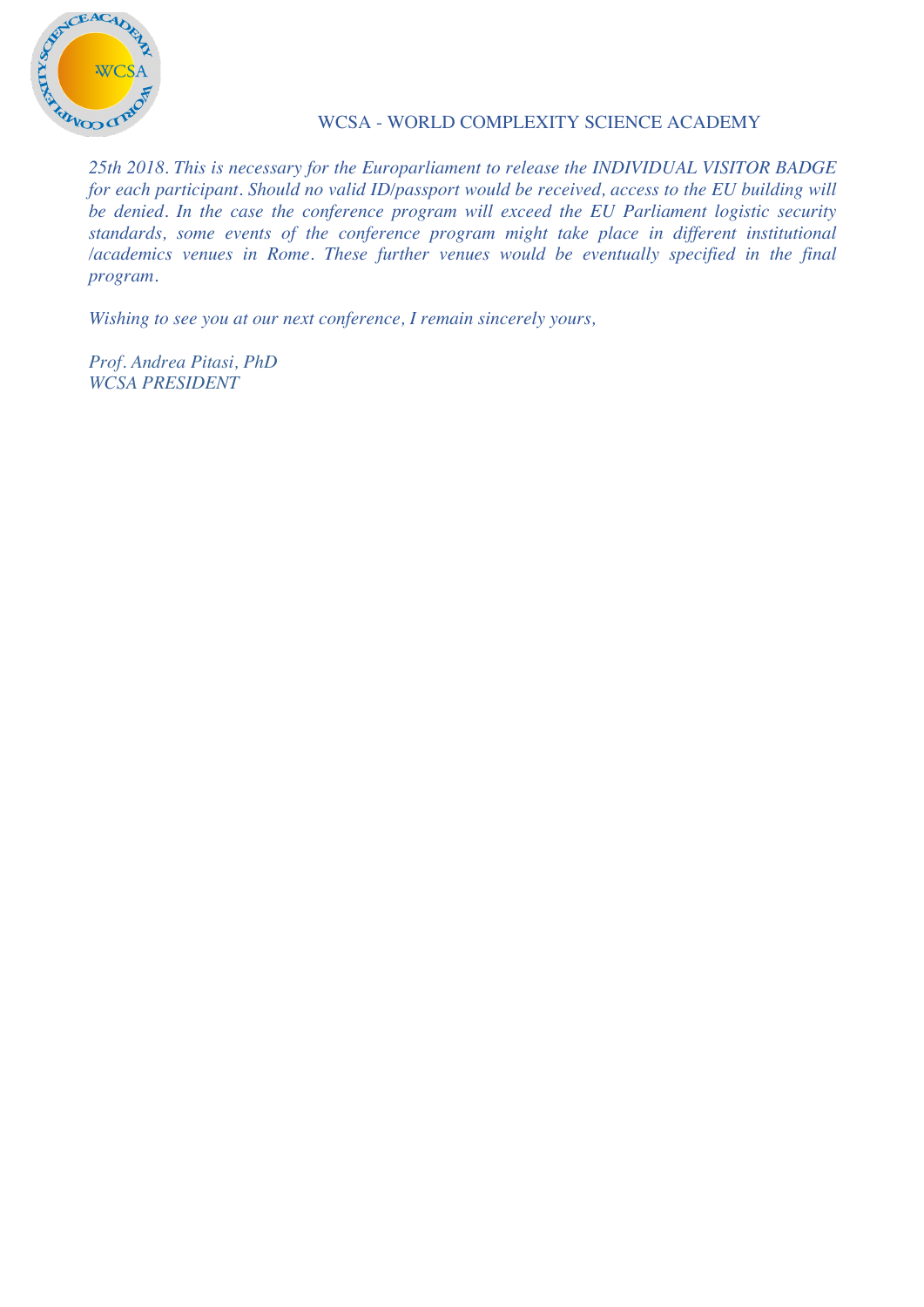*25th 2018. This is necessary for the Europarliament to release the INDIVIDUAL VISITOR BADGE for each participant. Should no valid ID/passport would be received, access to the EU building will be denied. In the case the conference program will exceed the EU Parliament logistic security standards, some events of the conference program might take place in different institutional /academics venues in Rome. These further venues would be eventually specified in the final program.*

*Wishing to see you at our next conference, I remain sincerely yours,*

*Prof. Andrea Pitasi, PhD*
*WCSA PRESIDENT*